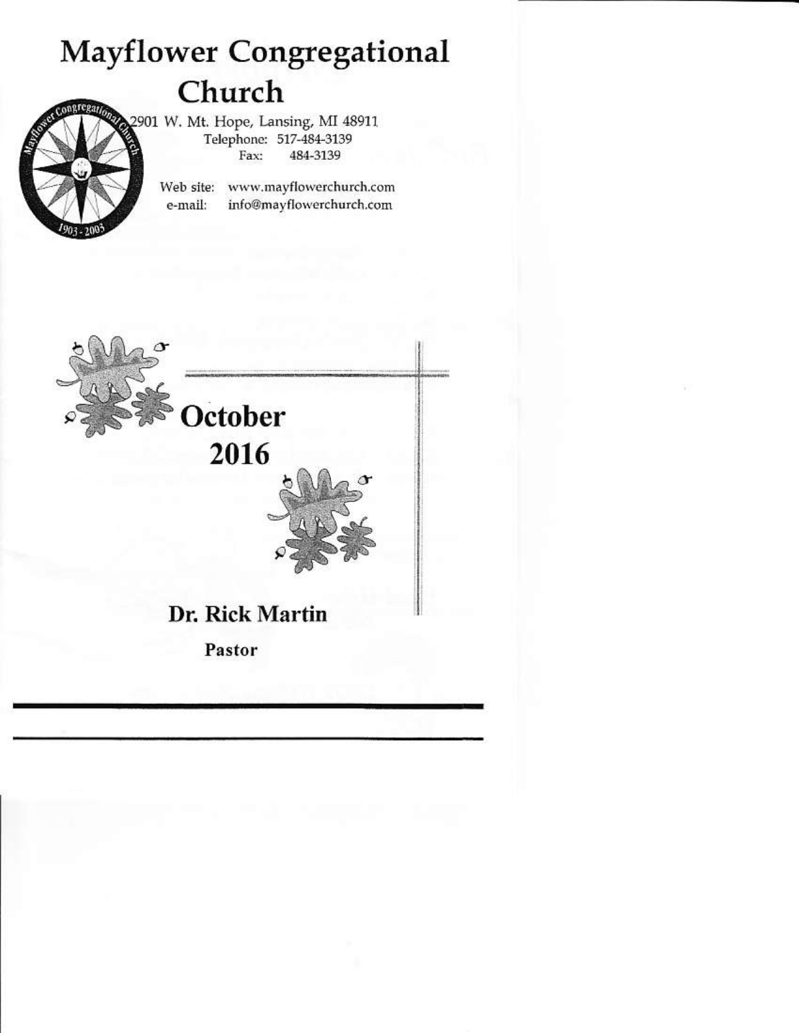# Mayflower Congregational Church

2901 W. Mt. Hope, Lansing, MI 48911
Telephone: 517-484-3139
Fax: 484-3139

Web site: www.mayflowerchurch.com
e-mail: info@mayflowerchurch.com

## October 2016

**Dr. Rick Martin**

**Pastor**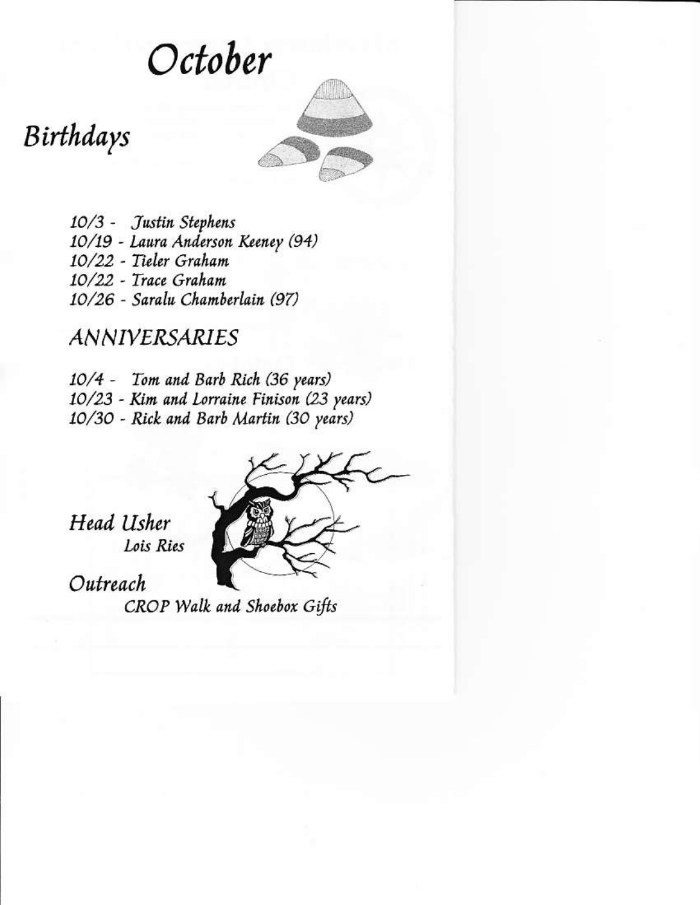# October

## Birthdays

10/3 - Justin Stephens
10/19 - Laura Anderson Keeney (94)
10/22 - Tieler Graham
10/22 - Trace Graham
10/26 - Saralu Chamberlain (97)

## ANNIVERSARIES

10/4 - Tom and Barb Rich (36 years)
10/23 - Kim and Lorraine Finison (23 years)
10/30 - Rick and Barb Martin (30 years)

## Head Usher

Lois Ries

## Outreach

CROP Walk and Shoebox Gifts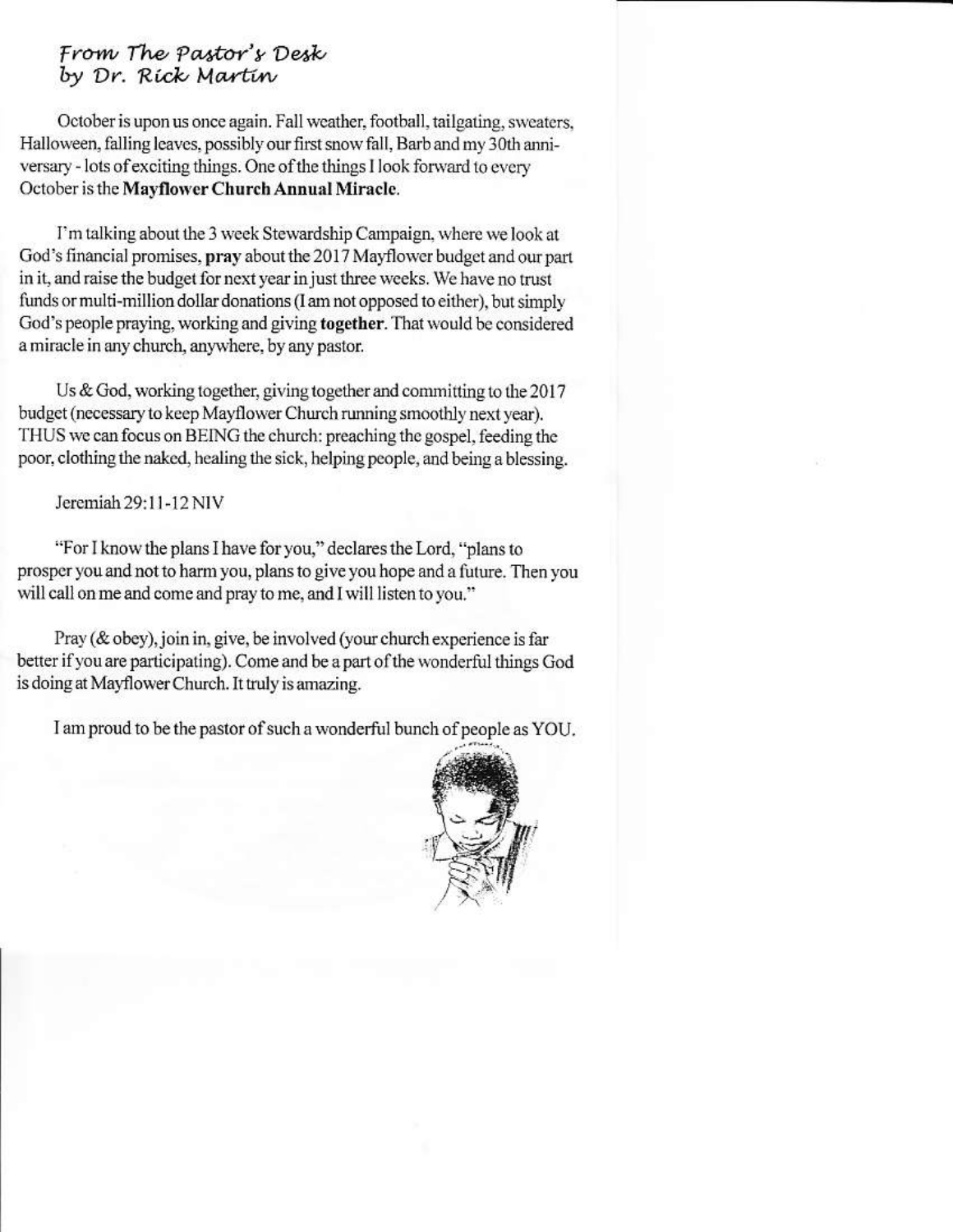## *From The Pastor's Desk*
## *by Dr. Rick Martin*

October is upon us once again. Fall weather, football, tailgating, sweaters, Halloween, falling leaves, possibly our first snow fall, Barb and my 30th anniversary - lots of exciting things. One of the things I look forward to every October is the **Mayflower Church Annual Miracle**.

I'm talking about the 3 week Stewardship Campaign, where we look at God's financial promises, **pray** about the 2017 Mayflower budget and our part in it, and raise the budget for next year in just three weeks. We have no trust funds or multi-million dollar donations (I am not opposed to either), but simply God's people praying, working and giving **together**. That would be considered a miracle in any church, anywhere, by any pastor.

Us & God, working together, giving together and committing to the 2017 budget (necessary to keep Mayflower Church running smoothly next year). THUS we can focus on BEING the church: preaching the gospel, feeding the poor, clothing the naked, healing the sick, helping people, and being a blessing.

Jeremiah 29:11-12 NIV

"For I know the plans I have for you," declares the Lord, "plans to prosper you and not to harm you, plans to give you hope and a future. Then you will call on me and come and pray to me, and I will listen to you."

Pray (& obey), join in, give, be involved (your church experience is far better if you are participating). Come and be a part of the wonderful things God is doing at Mayflower Church. It truly is amazing.

I am proud to be the pastor of such a wonderful bunch of people as YOU.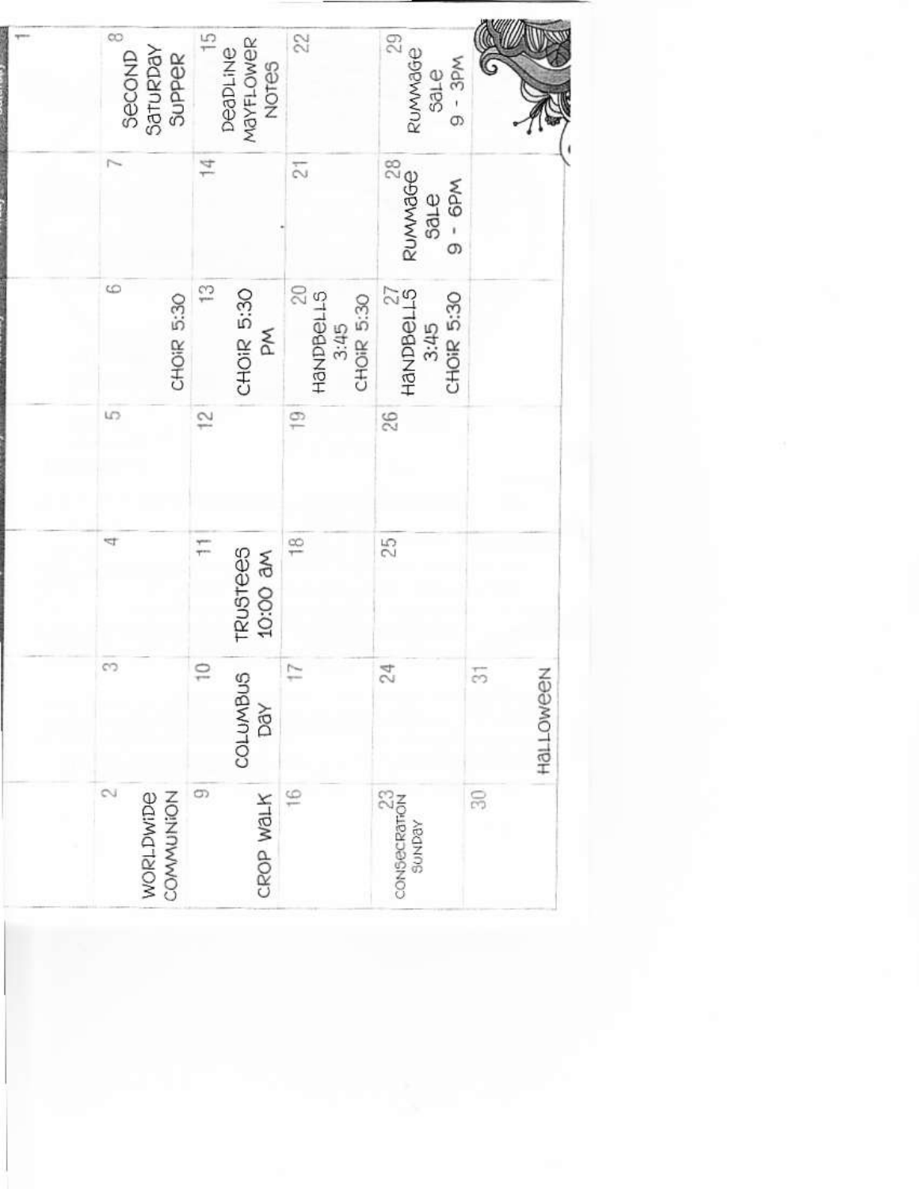| | | | | | | |
|---|---|---|---|---|---|---|
| | | | | | | 1 |
| 2 WORLDWIDE COMMUNION | 3 | 4 | 5 | 6 CHOIR 5:30 | 7 | 8 SECOND SATURDAY SUPPER |
| 9 CROP WALK | 10 COLUMBUS DAY | 11 TRUSTEES 10:00 AM | 12 | 13 CHOIR 5:30 PM | 14 | 15 DEADLINE MAYFLOWER NOTES |
| 16 | 17 | 18 | 19 | 20 HANDBELLS 3:45 CHOIR 5:30 | 21 | 22 |
| 23 CONSECRATION SUNDAY | 24 | 25 | 26 | 27 HANDBELLS 3:45 CHOIR 5:30 | 28 RUMMAGE SALE 9 - 6PM | 29 RUMMAGE SALE 9 - 3PM |
| 30 | 31 HALLOWEEN | | | | | |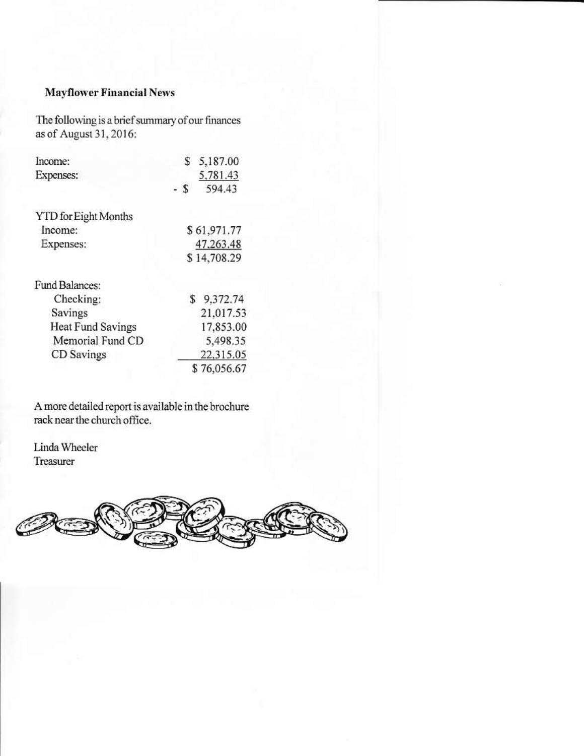**Mayflower Financial News**

The following is a brief summary of our finances as of August 31, 2016:

| | |
|---|---|
| Income: | $ 5,187.00 |
| Expenses: | 5,781.43 |
| | - $ 594.43 |

| | |
|---|---|
| YTD for Eight Months | |
| Income: | $ 61,971.77 |
| Expenses: | 47,263.48 |
| | $ 14,708.29 |

| | |
|---|---|
| Fund Balances: | |
| Checking: | $ 9,372.74 |
| Savings | 21,017.53 |
| Heat Fund Savings | 17,853.00 |
| Memorial Fund CD | 5,498.35 |
| CD Savings | 22,315.05 |
| | $ 76,056.67 |

A more detailed report is available in the brochure rack near the church office.

Linda Wheeler
Treasurer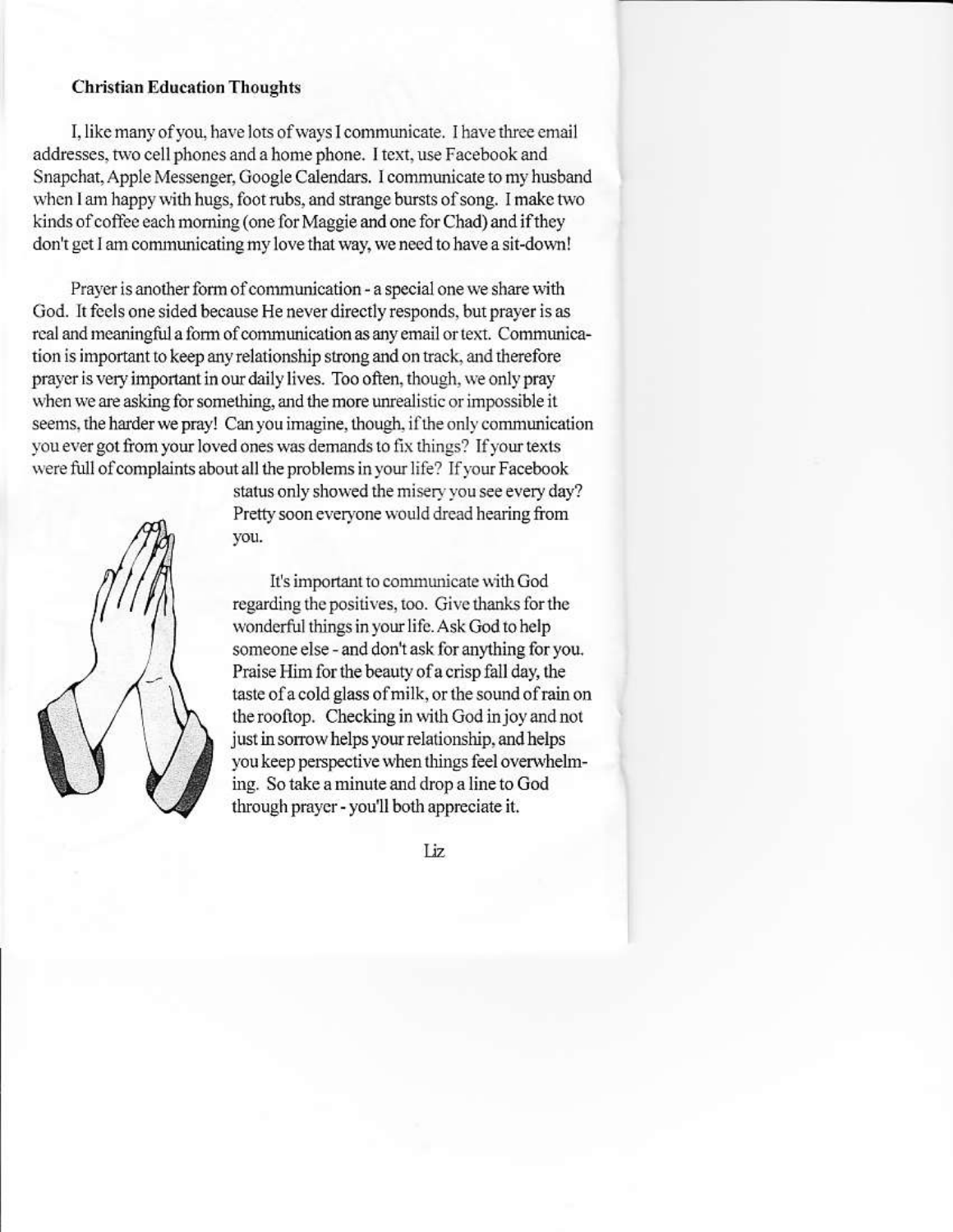**Christian Education Thoughts**

I, like many of you, have lots of ways I communicate. I have three email addresses, two cell phones and a home phone. I text, use Facebook and Snapchat, Apple Messenger, Google Calendars. I communicate to my husband when I am happy with hugs, foot rubs, and strange bursts of song. I make two kinds of coffee each morning (one for Maggie and one for Chad) and if they don't get I am communicating my love that way, we need to have a sit-down!

Prayer is another form of communication - a special one we share with God. It feels one sided because He never directly responds, but prayer is as real and meaningful a form of communication as any email or text. Communication is important to keep any relationship strong and on track, and therefore prayer is very important in our daily lives. Too often, though, we only pray when we are asking for something, and the more unrealistic or impossible it seems, the harder we pray! Can you imagine, though, if the only communication you ever got from your loved ones was demands to fix things? If your texts were full of complaints about all the problems in your life? If your Facebook status only showed the misery you see every day? Pretty soon everyone would dread hearing from you.

It's important to communicate with God regarding the positives, too. Give thanks for the wonderful things in your life. Ask God to help someone else - and don't ask for anything for you. Praise Him for the beauty of a crisp fall day, the taste of a cold glass of milk, or the sound of rain on the rooftop. Checking in with God in joy and not just in sorrow helps your relationship, and helps you keep perspective when things feel overwhelming. So take a minute and drop a line to God through prayer - you'll both appreciate it.

Liz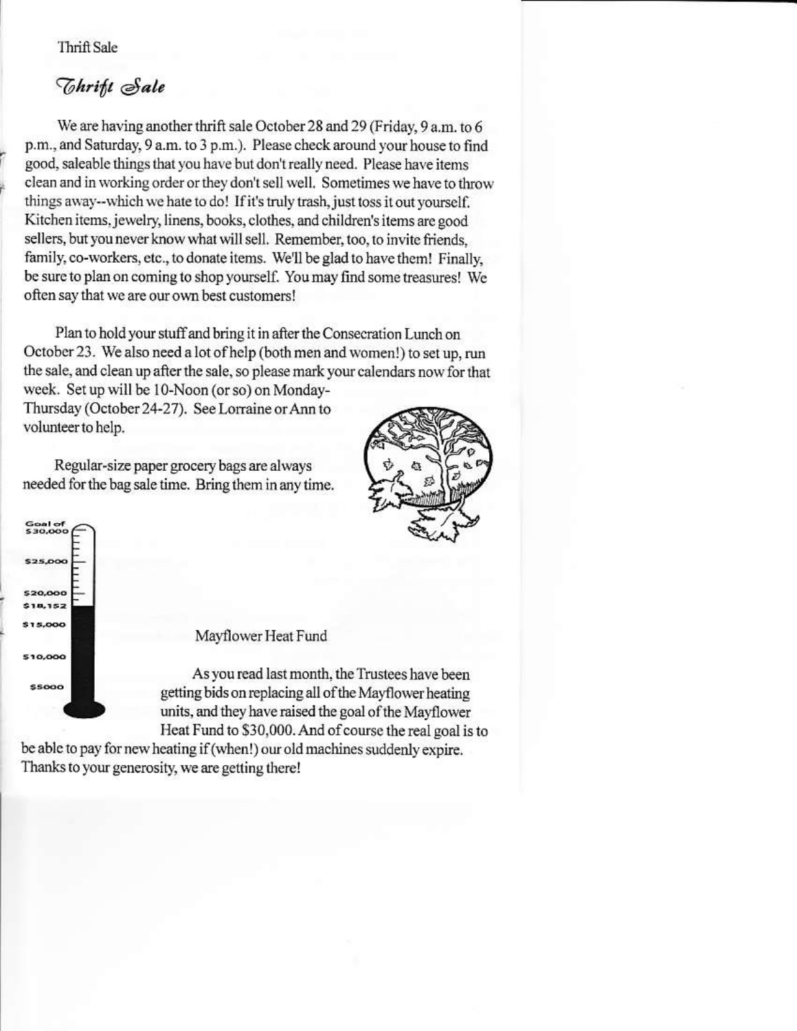Thrift Sale

## *Thrift Sale*

We are having another thrift sale October 28 and 29 (Friday, 9 a.m. to 6 p.m., and Saturday, 9 a.m. to 3 p.m.). Please check around your house to find good, saleable things that you have but don't really need. Please have items clean and in working order or they don't sell well. Sometimes we have to throw things away--which we hate to do! If it's truly trash, just toss it out yourself. Kitchen items, jewelry, linens, books, clothes, and children's items are good sellers, but you never know what will sell. Remember, too, to invite friends, family, co-workers, etc., to donate items. We'll be glad to have them! Finally, be sure to plan on coming to shop yourself. You may find some treasures! We often say that we are our own best customers!

Plan to hold your stuff and bring it in after the Consecration Lunch on October 23. We also need a lot of help (both men and women!) to set up, run the sale, and clean up after the sale, so please mark your calendars now for that week. Set up will be 10-Noon (or so) on Monday-Thursday (October 24-27). See Lorraine or Ann to volunteer to help.

Regular-size paper grocery bags are always needed for the bag sale time. Bring them in any time.

Goal of $30,000

$25,000

$20,000

$18,152

$15,000

$10,000

$5000

Mayflower Heat Fund

As you read last month, the Trustees have been getting bids on replacing all of the Mayflower heating units, and they have raised the goal of the Mayflower Heat Fund to $30,000. And of course the real goal is to be able to pay for new heating if (when!) our old machines suddenly expire. Thanks to your generosity, we are getting there!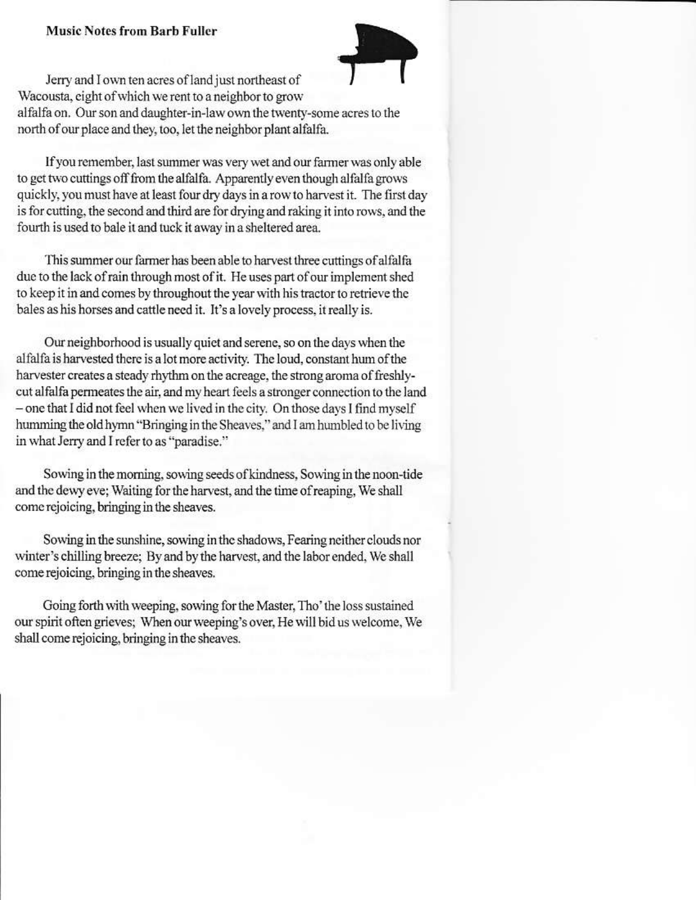**Music Notes from Barb Fuller**

Jerry and I own ten acres of land just northeast of Wacousta, eight of which we rent to a neighbor to grow alfalfa on. Our son and daughter-in-law own the twenty-some acres to the north of our place and they, too, let the neighbor plant alfalfa.

If you remember, last summer was very wet and our farmer was only able to get two cuttings off from the alfalfa. Apparently even though alfalfa grows quickly, you must have at least four dry days in a row to harvest it. The first day is for cutting, the second and third are for drying and raking it into rows, and the fourth is used to bale it and tuck it away in a sheltered area.

This summer our farmer has been able to harvest three cuttings of alfalfa due to the lack of rain through most of it. He uses part of our implement shed to keep it in and comes by throughout the year with his tractor to retrieve the bales as his horses and cattle need it. It's a lovely process, it really is.

Our neighborhood is usually quiet and serene, so on the days when the alfalfa is harvested there is a lot more activity. The loud, constant hum of the harvester creates a steady rhythm on the acreage, the strong aroma of freshly-cut alfalfa permeates the air, and my heart feels a stronger connection to the land – one that I did not feel when we lived in the city. On those days I find myself humming the old hymn "Bringing in the Sheaves," and I am humbled to be living in what Jerry and I refer to as "paradise."

Sowing in the morning, sowing seeds of kindness, Sowing in the noon-tide and the dewy eve; Waiting for the harvest, and the time of reaping, We shall come rejoicing, bringing in the sheaves.

Sowing in the sunshine, sowing in the shadows, Fearing neither clouds nor winter's chilling breeze; By and by the harvest, and the labor ended, We shall come rejoicing, bringing in the sheaves.

Going forth with weeping, sowing for the Master, Tho' the loss sustained our spirit often grieves; When our weeping's over, He will bid us welcome, We shall come rejoicing, bringing in the sheaves.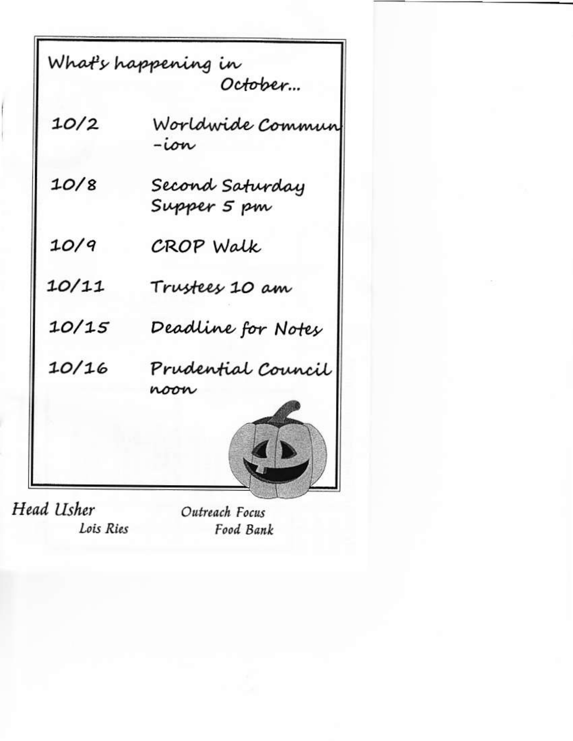## What's happening in October...

| | |
|---|---|
| 10/2 | Worldwide Commun-ion |
| 10/8 | Second Saturday Supper 5 pm |
| 10/9 | CROP Walk |
| 10/11 | Trustees 10 am |
| 10/15 | Deadline for Notes |
| 10/16 | Prudential Council noon |

*Head Usher*
*Lois Ries*

*Outreach Focus*
*Food Bank*